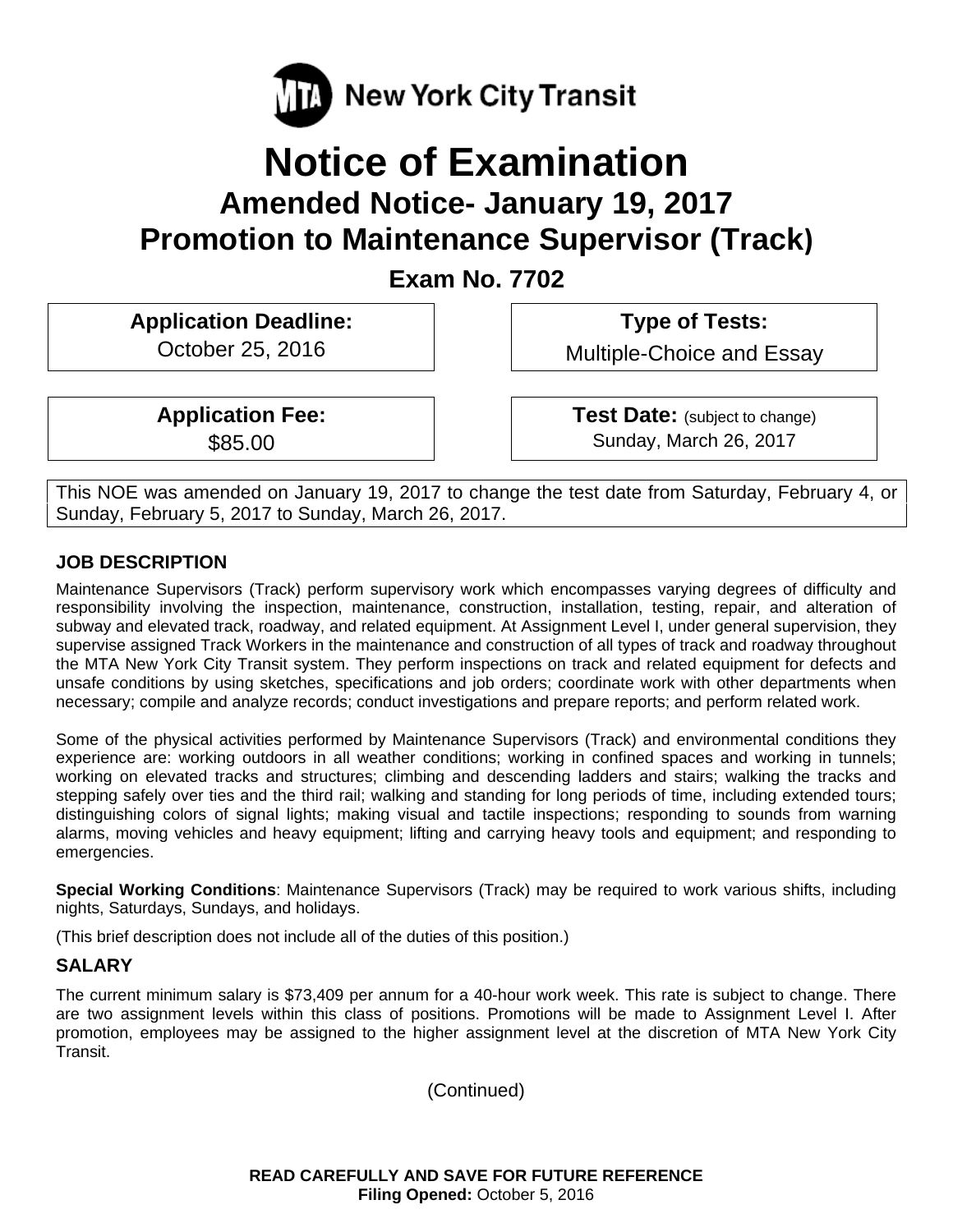MTA New York City Transit

# Notice of Examination

## Amended Notice- January 19, 2017

## Promotion to Maintenance Supervisor (Track)

### Exam No. 7702

| **Application Deadline:** | **Type of Tests:** |
| --- | --- |
| October 25, 2016 | Multiple-Choice and Essay |

| **Application Fee:** | **Test Date:** (subject to change) |
| --- | --- |
| $85.00 | Sunday, March 26, 2017 |

This NOE was amended on January 19, 2017 to change the test date from Saturday, February 4, or Sunday, February 5, 2017 to Sunday, March 26, 2017.

### JOB DESCRIPTION

Maintenance Supervisors (Track) perform supervisory work which encompasses varying degrees of difficulty and responsibility involving the inspection, maintenance, construction, installation, testing, repair, and alteration of subway and elevated track, roadway, and related equipment. At Assignment Level I, under general supervision, they supervise assigned Track Workers in the maintenance and construction of all types of track and roadway throughout the MTA New York City Transit system. They perform inspections on track and related equipment for defects and unsafe conditions by using sketches, specifications and job orders; coordinate work with other departments when necessary; compile and analyze records; conduct investigations and prepare reports; and perform related work.

Some of the physical activities performed by Maintenance Supervisors (Track) and environmental conditions they experience are: working outdoors in all weather conditions; working in confined spaces and working in tunnels; working on elevated tracks and structures; climbing and descending ladders and stairs; walking the tracks and stepping safely over ties and the third rail; walking and standing for long periods of time, including extended tours; distinguishing colors of signal lights; making visual and tactile inspections; responding to sounds from warning alarms, moving vehicles and heavy equipment; lifting and carrying heavy tools and equipment; and responding to emergencies.

**Special Working Conditions**: Maintenance Supervisors (Track) may be required to work various shifts, including nights, Saturdays, Sundays, and holidays.

(This brief description does not include all of the duties of this position.)

### SALARY

The current minimum salary is $73,409 per annum for a 40-hour work week. This rate is subject to change. There are two assignment levels within this class of positions. Promotions will be made to Assignment Level I. After promotion, employees may be assigned to the higher assignment level at the discretion of MTA New York City Transit.

(Continued)

**READ CAREFULLY AND SAVE FOR FUTURE REFERENCE**
**Filing Opened:** October 5, 2016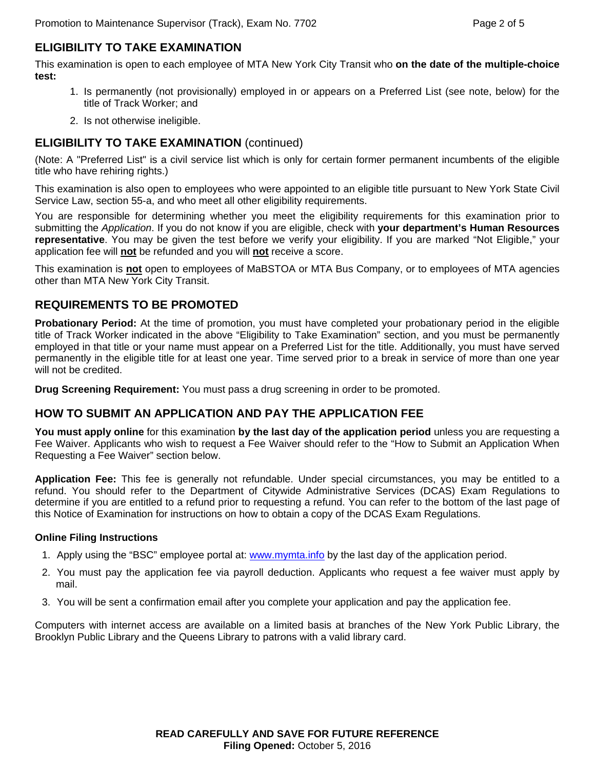## ELIGIBILITY TO TAKE EXAMINATION

This examination is open to each employee of MTA New York City Transit who **on the date of the multiple-choice test:**

1. Is permanently (not provisionally) employed in or appears on a Preferred List (see note, below) for the title of Track Worker; and
2. Is not otherwise ineligible.

## ELIGIBILITY TO TAKE EXAMINATION (continued)

(Note: A "Preferred List" is a civil service list which is only for certain former permanent incumbents of the eligible title who have rehiring rights.)

This examination is also open to employees who were appointed to an eligible title pursuant to New York State Civil Service Law, section 55-a, and who meet all other eligibility requirements.

You are responsible for determining whether you meet the eligibility requirements for this examination prior to submitting the *Application*. If you do not know if you are eligible, check with **your department's Human Resources representative**. You may be given the test before we verify your eligibility. If you are marked "Not Eligible," your application fee will **not** be refunded and you will **not** receive a score.

This examination is **not** open to employees of MaBSTOA or MTA Bus Company, or to employees of MTA agencies other than MTA New York City Transit.

## REQUIREMENTS TO BE PROMOTED

**Probationary Period:** At the time of promotion, you must have completed your probationary period in the eligible title of Track Worker indicated in the above "Eligibility to Take Examination" section, and you must be permanently employed in that title or your name must appear on a Preferred List for the title. Additionally, you must have served permanently in the eligible title for at least one year. Time served prior to a break in service of more than one year will not be credited.

**Drug Screening Requirement:** You must pass a drug screening in order to be promoted.

## HOW TO SUBMIT AN APPLICATION AND PAY THE APPLICATION FEE

**You must apply online** for this examination **by the last day of the application period** unless you are requesting a Fee Waiver. Applicants who wish to request a Fee Waiver should refer to the "How to Submit an Application When Requesting a Fee Waiver" section below.

**Application Fee:** This fee is generally not refundable. Under special circumstances, you may be entitled to a refund. You should refer to the Department of Citywide Administrative Services (DCAS) Exam Regulations to determine if you are entitled to a refund prior to requesting a refund. You can refer to the bottom of the last page of this Notice of Examination for instructions on how to obtain a copy of the DCAS Exam Regulations.

**Online Filing Instructions**

1. Apply using the "BSC" employee portal at: www.mymta.info by the last day of the application period.
2. You must pay the application fee via payroll deduction. Applicants who request a fee waiver must apply by mail.
3. You will be sent a confirmation email after you complete your application and pay the application fee.

Computers with internet access are available on a limited basis at branches of the New York Public Library, the Brooklyn Public Library and the Queens Library to patrons with a valid library card.

**READ CAREFULLY AND SAVE FOR FUTURE REFERENCE**
**Filing Opened:** October 5, 2016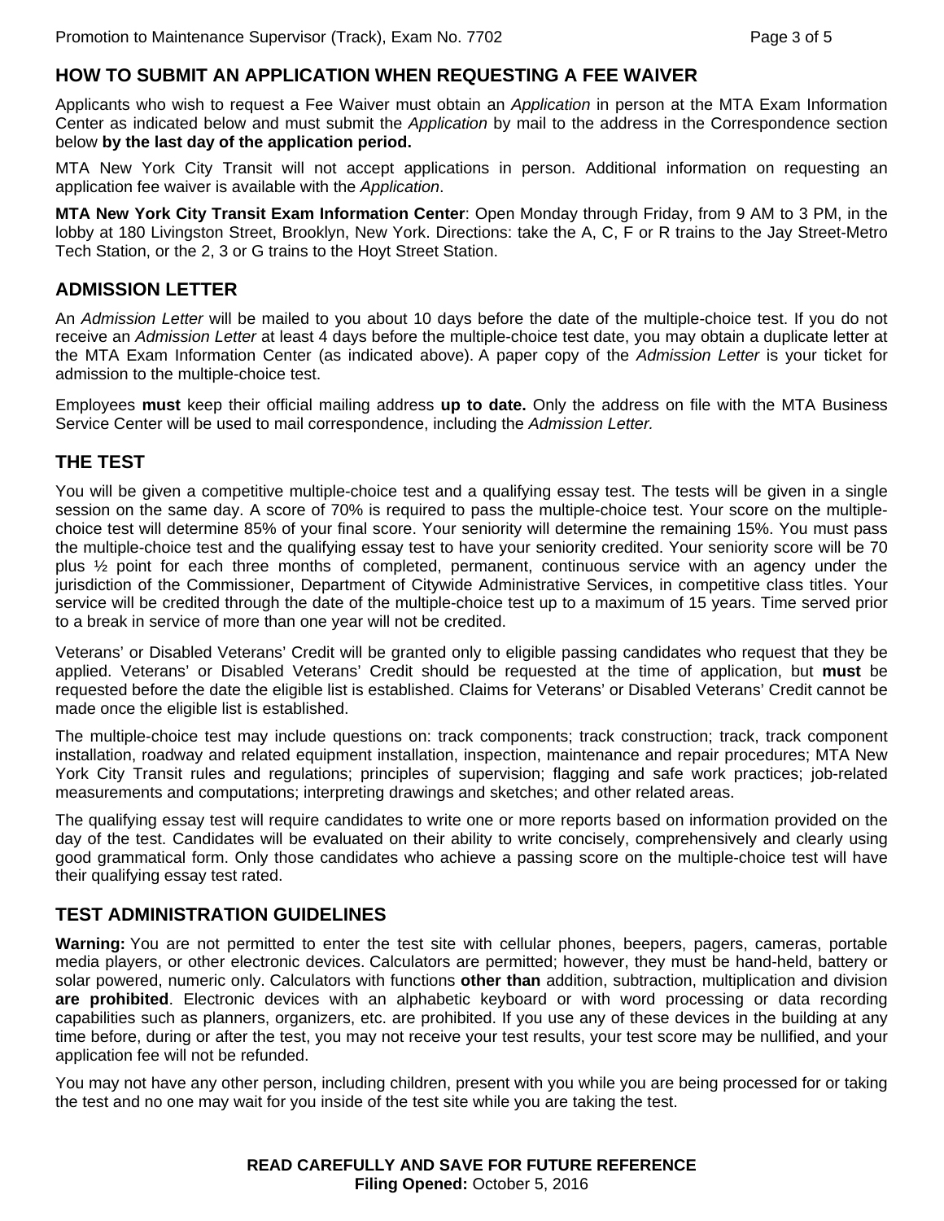## HOW TO SUBMIT AN APPLICATION WHEN REQUESTING A FEE WAIVER

Applicants who wish to request a Fee Waiver must obtain an *Application* in person at the MTA Exam Information Center as indicated below and must submit the *Application* by mail to the address in the Correspondence section below **by the last day of the application period.**

MTA New York City Transit will not accept applications in person. Additional information on requesting an application fee waiver is available with the *Application*.

**MTA New York City Transit Exam Information Center**: Open Monday through Friday, from 9 AM to 3 PM, in the lobby at 180 Livingston Street, Brooklyn, New York. Directions: take the A, C, F or R trains to the Jay Street-Metro Tech Station, or the 2, 3 or G trains to the Hoyt Street Station.

## ADMISSION LETTER

An *Admission Letter* will be mailed to you about 10 days before the date of the multiple-choice test. If you do not receive an *Admission Letter* at least 4 days before the multiple-choice test date, you may obtain a duplicate letter at the MTA Exam Information Center (as indicated above). A paper copy of the *Admission Letter* is your ticket for admission to the multiple-choice test.

Employees **must** keep their official mailing address **up to date.** Only the address on file with the MTA Business Service Center will be used to mail correspondence, including the *Admission Letter.*

## THE TEST

You will be given a competitive multiple-choice test and a qualifying essay test. The tests will be given in a single session on the same day. A score of 70% is required to pass the multiple-choice test. Your score on the multiple-choice test will determine 85% of your final score. Your seniority will determine the remaining 15%. You must pass the multiple-choice test and the qualifying essay test to have your seniority credited. Your seniority score will be 70 plus ½ point for each three months of completed, permanent, continuous service with an agency under the jurisdiction of the Commissioner, Department of Citywide Administrative Services, in competitive class titles. Your service will be credited through the date of the multiple-choice test up to a maximum of 15 years. Time served prior to a break in service of more than one year will not be credited.

Veterans' or Disabled Veterans' Credit will be granted only to eligible passing candidates who request that they be applied. Veterans' or Disabled Veterans' Credit should be requested at the time of application, but **must** be requested before the date the eligible list is established. Claims for Veterans' or Disabled Veterans' Credit cannot be made once the eligible list is established.

The multiple-choice test may include questions on: track components; track construction; track, track component installation, roadway and related equipment installation, inspection, maintenance and repair procedures; MTA New York City Transit rules and regulations; principles of supervision; flagging and safe work practices; job-related measurements and computations; interpreting drawings and sketches; and other related areas.

The qualifying essay test will require candidates to write one or more reports based on information provided on the day of the test. Candidates will be evaluated on their ability to write concisely, comprehensively and clearly using good grammatical form. Only those candidates who achieve a passing score on the multiple-choice test will have their qualifying essay test rated.

## TEST ADMINISTRATION GUIDELINES

**Warning:** You are not permitted to enter the test site with cellular phones, beepers, pagers, cameras, portable media players, or other electronic devices. Calculators are permitted; however, they must be hand-held, battery or solar powered, numeric only. Calculators with functions **other than** addition, subtraction, multiplication and division **are prohibited**. Electronic devices with an alphabetic keyboard or with word processing or data recording capabilities such as planners, organizers, etc. are prohibited. If you use any of these devices in the building at any time before, during or after the test, you may not receive your test results, your test score may be nullified, and your application fee will not be refunded.

You may not have any other person, including children, present with you while you are being processed for or taking the test and no one may wait for you inside of the test site while you are taking the test.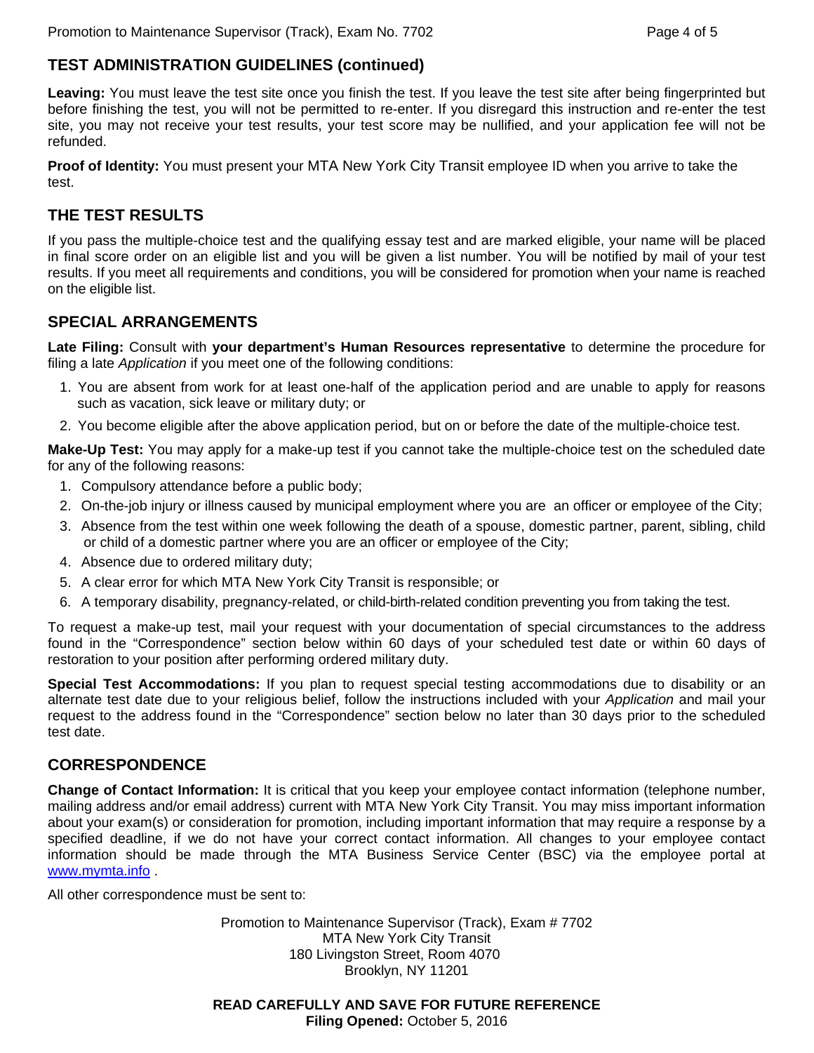## TEST ADMINISTRATION GUIDELINES (continued)

**Leaving:** You must leave the test site once you finish the test. If you leave the test site after being fingerprinted but before finishing the test, you will not be permitted to re-enter. If you disregard this instruction and re-enter the test site, you may not receive your test results, your test score may be nullified, and your application fee will not be refunded.

**Proof of Identity:** You must present your MTA New York City Transit employee ID when you arrive to take the test.

## THE TEST RESULTS

If you pass the multiple-choice test and the qualifying essay test and are marked eligible, your name will be placed in final score order on an eligible list and you will be given a list number. You will be notified by mail of your test results. If you meet all requirements and conditions, you will be considered for promotion when your name is reached on the eligible list.

## SPECIAL ARRANGEMENTS

**Late Filing:** Consult with **your department's Human Resources representative** to determine the procedure for filing a late *Application* if you meet one of the following conditions:

1. You are absent from work for at least one-half of the application period and are unable to apply for reasons such as vacation, sick leave or military duty; or
2. You become eligible after the above application period, but on or before the date of the multiple-choice test.

**Make-Up Test:** You may apply for a make-up test if you cannot take the multiple-choice test on the scheduled date for any of the following reasons:

1. Compulsory attendance before a public body;
2. On-the-job injury or illness caused by municipal employment where you are an officer or employee of the City;
3. Absence from the test within one week following the death of a spouse, domestic partner, parent, sibling, child or child of a domestic partner where you are an officer or employee of the City;
4. Absence due to ordered military duty;
5. A clear error for which MTA New York City Transit is responsible; or
6. A temporary disability, pregnancy-related, or child-birth-related condition preventing you from taking the test.

To request a make-up test, mail your request with your documentation of special circumstances to the address found in the "Correspondence" section below within 60 days of your scheduled test date or within 60 days of restoration to your position after performing ordered military duty.

**Special Test Accommodations:** If you plan to request special testing accommodations due to disability or an alternate test date due to your religious belief, follow the instructions included with your *Application* and mail your request to the address found in the "Correspondence" section below no later than 30 days prior to the scheduled test date.

## CORRESPONDENCE

**Change of Contact Information:** It is critical that you keep your employee contact information (telephone number, mailing address and/or email address) current with MTA New York City Transit. You may miss important information about your exam(s) or consideration for promotion, including important information that may require a response by a specified deadline, if we do not have your correct contact information. All changes to your employee contact information should be made through the MTA Business Service Center (BSC) via the employee portal at www.mymta.info .

All other correspondence must be sent to:

Promotion to Maintenance Supervisor (Track), Exam # 7702
MTA New York City Transit
180 Livingston Street, Room 4070
Brooklyn, NY 11201

**READ CAREFULLY AND SAVE FOR FUTURE REFERENCE**
**Filing Opened:** October 5, 2016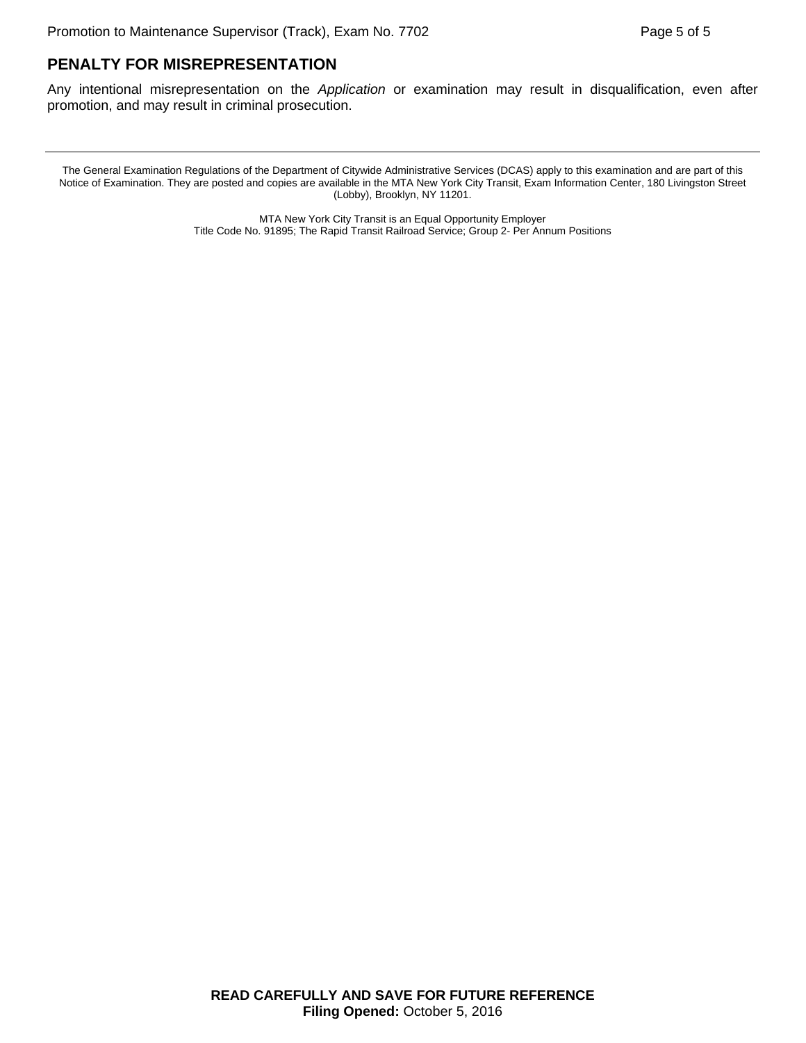## PENALTY FOR MISREPRESENTATION

Any intentional misrepresentation on the *Application* or examination may result in disqualification, even after promotion, and may result in criminal prosecution.

---

The General Examination Regulations of the Department of Citywide Administrative Services (DCAS) apply to this examination and are part of this Notice of Examination. They are posted and copies are available in the MTA New York City Transit, Exam Information Center, 180 Livingston Street (Lobby), Brooklyn, NY 11201.

MTA New York City Transit is an Equal Opportunity Employer
Title Code No. 91895; The Rapid Transit Railroad Service; Group 2- Per Annum Positions

**READ CAREFULLY AND SAVE FOR FUTURE REFERENCE**
**Filing Opened:** October 5, 2016